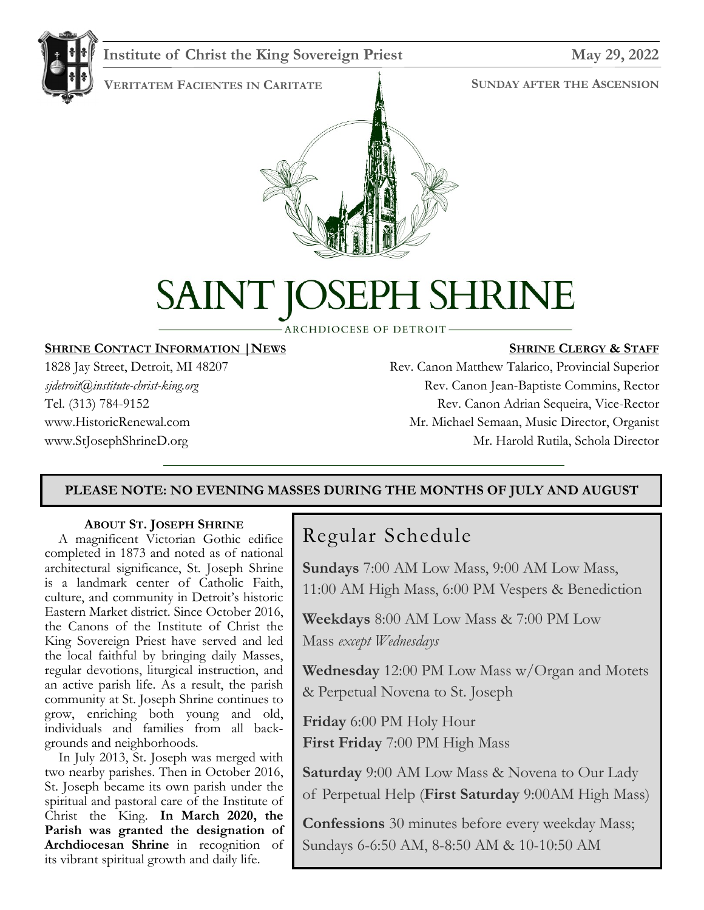**Institute of Christ the King Sovereign Priest** **May 29, 2022**

**VERITATEM FACIENTES IN CARITATE** **SUNDAY AFTER THE ASCENSION**

# SAINT JOSEPH SHRINE

ARCHDIOCESE OF DETROIT

**SHRINE CONTACT INFORMATION | NEWS**

1828 Jay Street, Detroit, MI 48207
*sjdetroit@institute-christ-king.org*
Tel. (313) 784-9152
www.HistoricRenewal.com
www.StJosephShrineD.org

**SHRINE CLERGY & STAFF**

Rev. Canon Matthew Talarico, Provincial Superior
Rev. Canon Jean-Baptiste Commins, Rector
Rev. Canon Adrian Sequeira, Vice-Rector
Mr. Michael Semaan, Music Director, Organist
Mr. Harold Rutila, Schola Director

**PLEASE NOTE: NO EVENING MASSES DURING THE MONTHS OF JULY AND AUGUST**

**ABOUT ST. JOSEPH SHRINE**

A magnificent Victorian Gothic edifice completed in 1873 and noted as of national architectural significance, St. Joseph Shrine is a landmark center of Catholic Faith, culture, and community in Detroit's historic Eastern Market district. Since October 2016, the Canons of the Institute of Christ the King Sovereign Priest have served and led the local faithful by bringing daily Masses, regular devotions, liturgical instruction, and an active parish life. As a result, the parish community at St. Joseph Shrine continues to grow, enriching both young and old, individuals and families from all backgrounds and neighborhoods.

In July 2013, St. Joseph was merged with two nearby parishes. Then in October 2016, St. Joseph became its own parish under the spiritual and pastoral care of the Institute of Christ the King. **In March 2020, the Parish was granted the designation of Archdiocesan Shrine** in recognition of its vibrant spiritual growth and daily life.

## Regular Schedule

**Sundays** 7:00 AM Low Mass, 9:00 AM Low Mass, 11:00 AM High Mass, 6:00 PM Vespers & Benediction

**Weekdays** 8:00 AM Low Mass & 7:00 PM Low Mass *except Wednesdays*

**Wednesday** 12:00 PM Low Mass w/Organ and Motets & Perpetual Novena to St. Joseph

**Friday** 6:00 PM Holy Hour
**First Friday** 7:00 PM High Mass

**Saturday** 9:00 AM Low Mass & Novena to Our Lady of Perpetual Help (**First Saturday** 9:00AM High Mass)

**Confessions** 30 minutes before every weekday Mass; Sundays 6-6:50 AM, 8-8:50 AM & 10-10:50 AM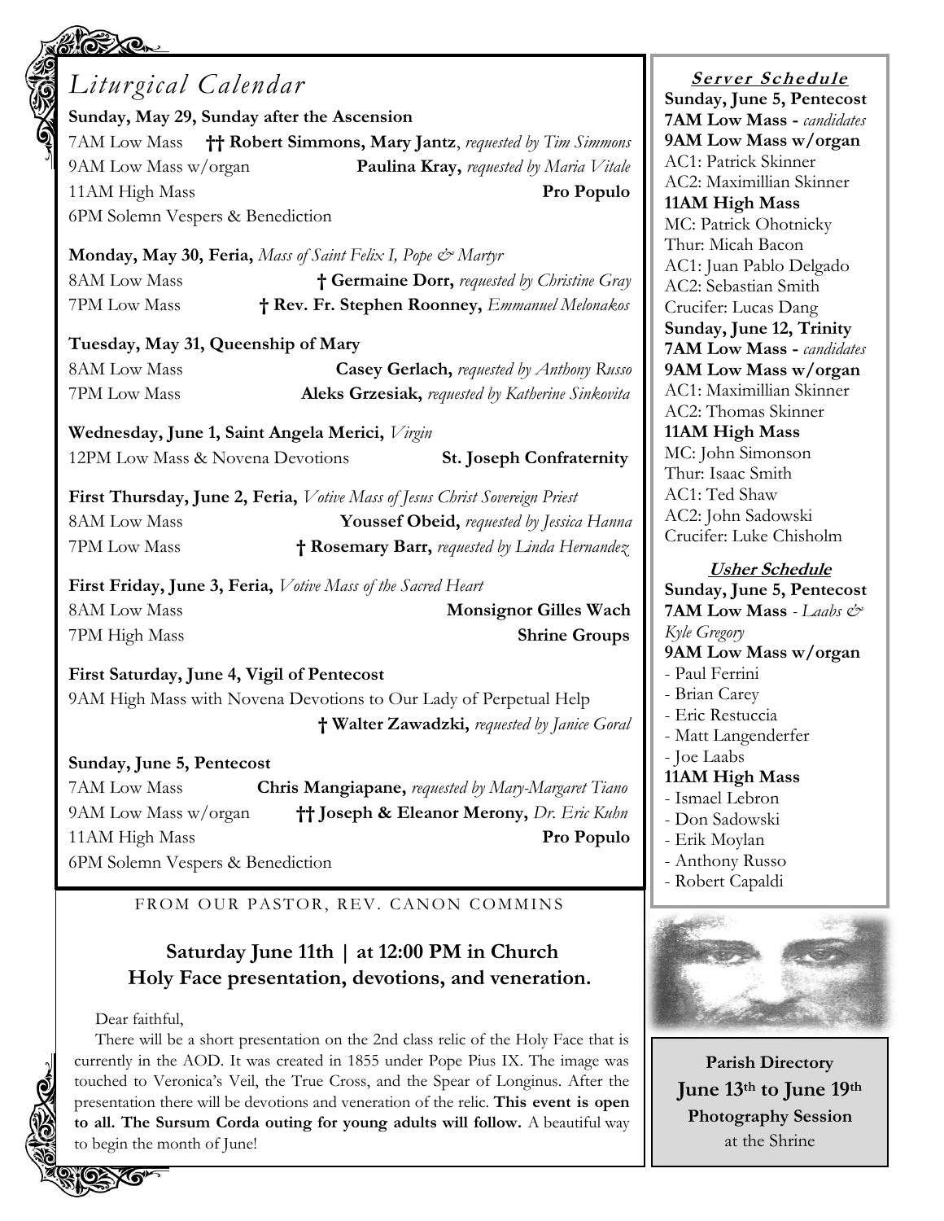## *Liturgical Calendar*

**Sunday, May 29, Sunday after the Ascension**

7AM Low Mass **†† Robert Simmons, Mary Jantz**, *requested by Tim Simmons*

9AM Low Mass w/organ **Paulina Kray,** *requested by Maria Vitale*

11AM High Mass **Pro Populo**

6PM Solemn Vespers & Benediction

**Monday, May 30, Feria,** *Mass of Saint Felix I, Pope & Martyr*

8AM Low Mass **† Germaine Dorr,** *requested by Christine Gray*

7PM Low Mass **† Rev. Fr. Stephen Rooney,** *Emmanuel Melonakos*

**Tuesday, May 31, Queenship of Mary**

8AM Low Mass **Casey Gerlach,** *requested by Anthony Russo*

7PM Low Mass **Aleks Grzesiak,** *requested by Katherine Sinkovita*

**Wednesday, June 1, Saint Angela Merici,** *Virgin*

12PM Low Mass & Novena Devotions **St. Joseph Confraternity**

**First Thursday, June 2, Feria,** *Votive Mass of Jesus Christ Sovereign Priest*

8AM Low Mass **Youssef Obeid,** *requested by Jessica Hanna*

7PM Low Mass **† Rosemary Barr,** *requested by Linda Hernandez*

**First Friday, June 3, Feria,** *Votive Mass of the Sacred Heart*

8AM Low Mass **Monsignor Gilles Wach**

7PM High Mass **Shrine Groups**

**First Saturday, June 4, Vigil of Pentecost**

9AM High Mass with Novena Devotions to Our Lady of Perpetual Help

**† Walter Zawadzki,** *requested by Janice Goral*

**Sunday, June 5, Pentecost**

7AM Low Mass **Chris Mangiapane,** *requested by Mary-Margaret Tiano*

9AM Low Mass w/organ **†† Joseph & Eleanor Merony,** *Dr. Eric Kuhn*

11AM High Mass **Pro Populo**

6PM Solemn Vespers & Benediction

FROM OUR PASTOR, REV. CANON COMMINS

### Saturday June 11th | at 12:00 PM in Church
### Holy Face presentation, devotions, and veneration.

Dear faithful,

There will be a short presentation on the 2nd class relic of the Holy Face that is currently in the AOD. It was created in 1855 under Pope Pius IX. The image was touched to Veronica's Veil, the True Cross, and the Spear of Longinus. After the presentation there will be devotions and veneration of the relic. **This event is open to all. The Sursum Corda outing for young adults will follow.** A beautiful way to begin the month of June!

### Server Schedule

**Sunday, June 5, Pentecost**
**7AM Low Mass -** *candidates*
**9AM Low Mass w/organ**
AC1: Patrick Skinner
AC2: Maximillian Skinner
**11AM High Mass**
MC: Patrick Ohotnicky
Thur: Micah Bacon
AC1: Juan Pablo Delgado
AC2: Sebastian Smith
Crucifer: Lucas Dang

**Sunday, June 12, Trinity**
**7AM Low Mass -** *candidates*
**9AM Low Mass w/organ**
AC1: Maximillian Skinner
AC2: Thomas Skinner
**11AM High Mass**
MC: John Simonson
Thur: Isaac Smith
AC1: Ted Shaw
AC2: John Sadowski
Crucifer: Luke Chisholm

### Usher Schedule

**Sunday, June 5, Pentecost**
**7AM Low Mass** - *Laabs & Kyle Gregory*
**9AM Low Mass w/organ**
- Paul Ferrini
- Brian Carey
- Eric Restuccia
- Matt Langenderfer
- Joe Laabs

**11AM High Mass**
- Ismael Lebron
- Don Sadowski
- Erik Moylan
- Anthony Russo
- Robert Capaldi

**Parish Directory**
**June 13th to June 19th**
**Photography Session**
at the Shrine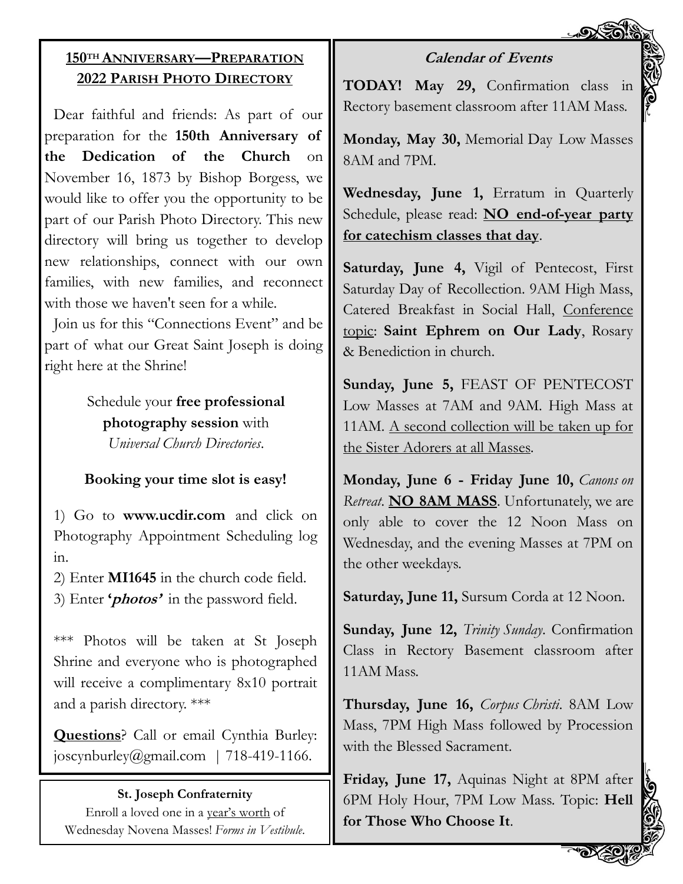## 150TH ANNIVERSARY—PREPARATION
## 2022 PARISH PHOTO DIRECTORY

Dear faithful and friends: As part of our preparation for the **150th Anniversary of the Dedication of the Church** on November 16, 1873 by Bishop Borgess, we would like to offer you the opportunity to be part of our Parish Photo Directory. This new directory will bring us together to develop new relationships, connect with our own families, with new families, and reconnect with those we haven't seen for a while.

Join us for this "Connections Event" and be part of what our Great Saint Joseph is doing right here at the Shrine!

Schedule your **free professional photography session** with *Universal Church Directories*.

**Booking your time slot is easy!**

1) Go to **www.ucdir.com** and click on Photography Appointment Scheduling log in.
2) Enter **MI1645** in the church code field.
3) Enter ***'photos'*** in the password field.

*** Photos will be taken at St Joseph Shrine and everyone who is photographed will receive a complimentary 8x10 portrait and a parish directory. ***

**Questions**? Call or email Cynthia Burley: joscynburley@gmail.com | 718-419-1166.

**St. Joseph Confraternity**

Enroll a loved one in a year's worth of Wednesday Novena Masses! *Forms in Vestibule*.

### *Calendar of Events*

**TODAY! May 29,** Confirmation class in Rectory basement classroom after 11AM Mass.

**Monday, May 30,** Memorial Day Low Masses 8AM and 7PM.

**Wednesday, June 1,** Erratum in Quarterly Schedule, please read: **NO end-of-year party for catechism classes that day**.

**Saturday, June 4,** Vigil of Pentecost, First Saturday Day of Recollection. 9AM High Mass, Catered Breakfast in Social Hall, Conference topic: **Saint Ephrem on Our Lady**, Rosary & Benediction in church.

**Sunday, June 5,** FEAST OF PENTECOST Low Masses at 7AM and 9AM. High Mass at 11AM. A second collection will be taken up for the Sister Adorers at all Masses.

**Monday, June 6 - Friday June 10,** *Canons on Retreat*. **NO 8AM MASS**. Unfortunately, we are only able to cover the 12 Noon Mass on Wednesday, and the evening Masses at 7PM on the other weekdays.

**Saturday, June 11,** Sursum Corda at 12 Noon.

**Sunday, June 12,** *Trinity Sunday*. Confirmation Class in Rectory Basement classroom after 11AM Mass.

**Thursday, June 16,** *Corpus Christi*. 8AM Low Mass, 7PM High Mass followed by Procession with the Blessed Sacrament.

**Friday, June 17,** Aquinas Night at 8PM after 6PM Holy Hour, 7PM Low Mass. Topic: **Hell for Those Who Choose It**.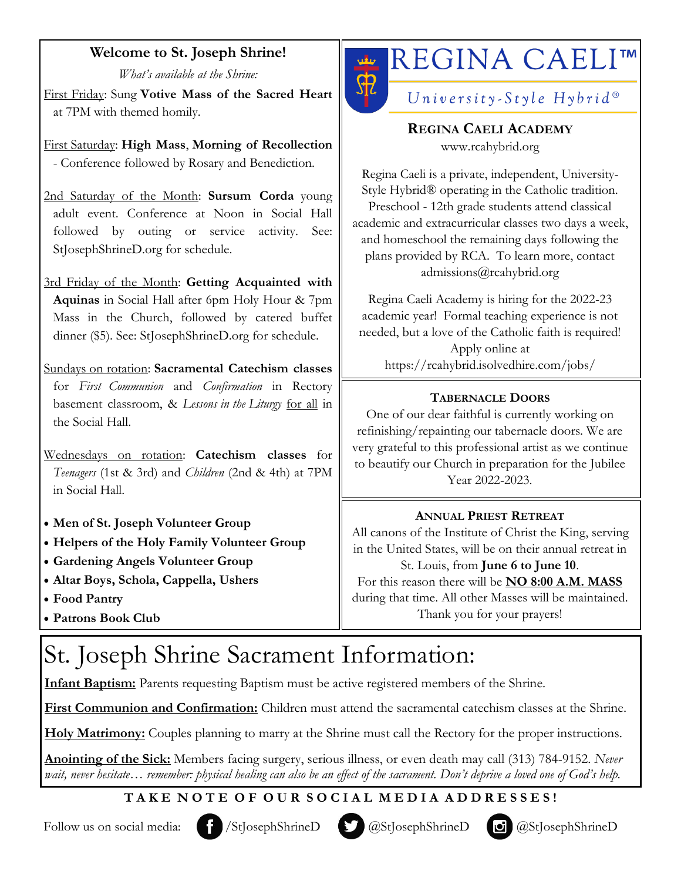## Welcome to St. Joseph Shrine!

*What's available at the Shrine:*

First Friday: Sung **Votive Mass of the Sacred Heart** at 7PM with themed homily.

First Saturday: **High Mass**, **Morning of Recollection** - Conference followed by Rosary and Benediction.

2nd Saturday of the Month: **Sursum Corda** young adult event. Conference at Noon in Social Hall followed by outing or service activity. See: StJosephShrineD.org for schedule.

3rd Friday of the Month: **Getting Acquainted with Aquinas** in Social Hall after 6pm Holy Hour & 7pm Mass in the Church, followed by catered buffet dinner ($5). See: StJosephShrineD.org for schedule.

Sundays on rotation: **Sacramental Catechism classes** for *First Communion* and *Confirmation* in Rectory basement classroom, & *Lessons in the Liturgy* for all in the Social Hall.

Wednesdays on rotation: **Catechism classes** for *Teenagers* (1st & 3rd) and *Children* (2nd & 4th) at 7PM in Social Hall.

- **Men of St. Joseph Volunteer Group**
- **Helpers of the Holy Family Volunteer Group**
- **Gardening Angels Volunteer Group**
- **Altar Boys, Schola, Cappella, Ushers**
- **Food Pantry**
- **Patrons Book Club**

# REGINA CAELI™

*University-Style Hybrid®*

### REGINA CAELI ACADEMY

www.rcahybrid.org

Regina Caeli is a private, independent, University-Style Hybrid® operating in the Catholic tradition. Preschool - 12th grade students attend classical academic and extracurricular classes two days a week, and homeschool the remaining days following the plans provided by RCA. To learn more, contact admissions@rcahybrid.org

Regina Caeli Academy is hiring for the 2022-23 academic year! Formal teaching experience is not needed, but a love of the Catholic faith is required! Apply online at https://rcahybrid.isolvedhire.com/jobs/

### TABERNACLE DOORS

One of our dear faithful is currently working on refinishing/repainting our tabernacle doors. We are very grateful to this professional artist as we continue to beautify our Church in preparation for the Jubilee Year 2022-2023.

### ANNUAL PRIEST RETREAT

All canons of the Institute of Christ the King, serving in the United States, will be on their annual retreat in St. Louis, from **June 6 to June 10**. For this reason there will be **NO 8:00 A.M. MASS** during that time. All other Masses will be maintained. Thank you for your prayers!

# St. Joseph Shrine Sacrament Information:

**Infant Baptism:** Parents requesting Baptism must be active registered members of the Shrine.

**First Communion and Confirmation:** Children must attend the sacramental catechism classes at the Shrine.

**Holy Matrimony:** Couples planning to marry at the Shrine must call the Rectory for the proper instructions.

**Anointing of the Sick:** Members facing surgery, serious illness, or even death may call (313) 784-9152. *Never wait, never hesitate… remember: physical healing can also be an effect of the sacrament. Don't deprive a loved one of God's help.*

**TAKE NOTE OF OUR SOCIAL MEDIA ADDRESSES!**

Follow us on social media: /StJosephShrineD @StJosephShrineD @StJosephShrineD